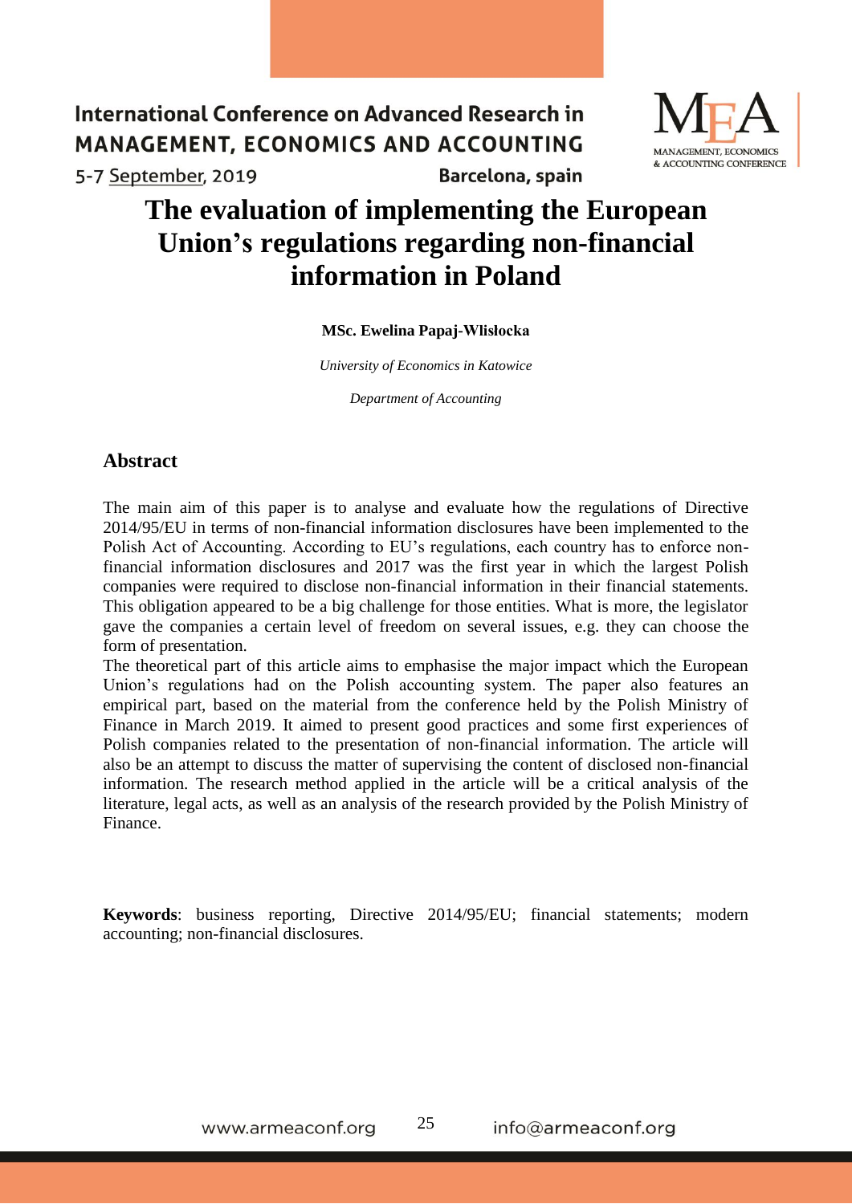# The evaluation of implementing the European Union's regulations regarding non-financial information in Poland

**MSc. Ewelina Papaj-Wlisłocka**

*University of Economics in Katowice*

*Department of Accounting*

## Abstract

The main aim of this paper is to analyse and evaluate how the regulations of Directive 2014/95/EU in terms of non-financial information disclosures have been implemented to the Polish Act of Accounting. According to EU's regulations, each country has to enforce non-financial information disclosures and 2017 was the first year in which the largest Polish companies were required to disclose non-financial information in their financial statements. This obligation appeared to be a big challenge for those entities. What is more, the legislator gave the companies a certain level of freedom on several issues, e.g. they can choose the form of presentation.

The theoretical part of this article aims to emphasise the major impact which the European Union's regulations had on the Polish accounting system. The paper also features an empirical part, based on the material from the conference held by the Polish Ministry of Finance in March 2019. It aimed to present good practices and some first experiences of Polish companies related to the presentation of non-financial information. The article will also be an attempt to discuss the matter of supervising the content of disclosed non-financial information. The research method applied in the article will be a critical analysis of the literature, legal acts, as well as an analysis of the research provided by the Polish Ministry of Finance.

**Keywords**: business reporting, Directive 2014/95/EU; financial statements; modern accounting; non-financial disclosures.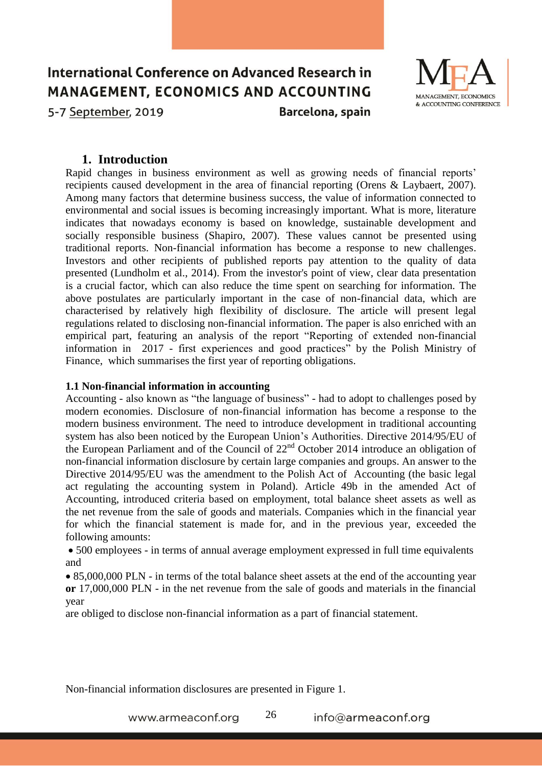## 1. Introduction

Rapid changes in business environment as well as growing needs of financial reports' recipients caused development in the area of financial reporting (Orens & Laybaert, 2007). Among many factors that determine business success, the value of information connected to environmental and social issues is becoming increasingly important. What is more, literature indicates that nowadays economy is based on knowledge, sustainable development and socially responsible business (Shapiro, 2007). These values cannot be presented using traditional reports. Non-financial information has become a response to new challenges. Investors and other recipients of published reports pay attention to the quality of data presented (Lundholm et al., 2014). From the investor's point of view, clear data presentation is a crucial factor, which can also reduce the time spent on searching for information. The above postulates are particularly important in the case of non-financial data, which are characterised by relatively high flexibility of disclosure. The article will present legal regulations related to disclosing non-financial information. The paper is also enriched with an empirical part, featuring an analysis of the report "Reporting of extended non-financial information in 2017 - first experiences and good practices" by the Polish Ministry of Finance, which summarises the first year of reporting obligations.

### 1.1 Non-financial information in accounting

Accounting - also known as "the language of business" - had to adopt to challenges posed by modern economies. Disclosure of non-financial information has become a response to the modern business environment. The need to introduce development in traditional accounting system has also been noticed by the European Union's Authorities. Directive 2014/95/EU of the European Parliament and of the Council of 22nd October 2014 introduce an obligation of non-financial information disclosure by certain large companies and groups. An answer to the Directive 2014/95/EU was the amendment to the Polish Act of Accounting (the basic legal act regulating the accounting system in Poland). Article 49b in the amended Act of Accounting, introduced criteria based on employment, total balance sheet assets as well as the net revenue from the sale of goods and materials. Companies which in the financial year for which the financial statement is made for, and in the previous year, exceeded the following amounts:

- 500 employees - in terms of annual average employment expressed in full time equivalents and
- 85,000,000 PLN - in terms of the total balance sheet assets at the end of the accounting year **or** 17,000,000 PLN - in the net revenue from the sale of goods and materials in the financial year

are obliged to disclose non-financial information as a part of financial statement.

Non-financial information disclosures are presented in Figure 1.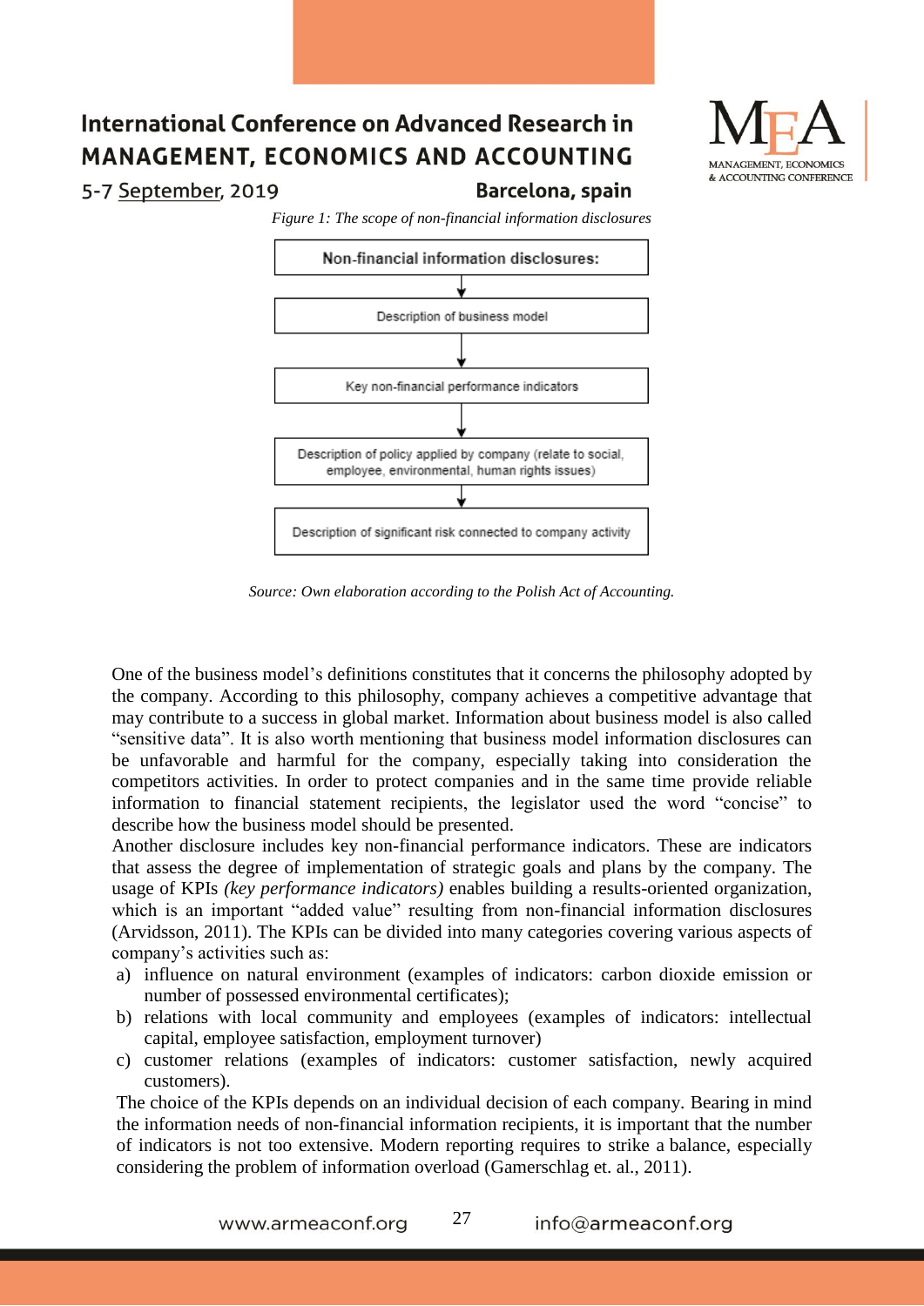*Figure 1: The scope of non-financial information disclosures*

Non-financial information disclosures:

↓

Description of business model

↓

Key non-financial performance indicators

↓

Description of policy applied by company (relate to social, employee, environmental, human rights issues)

↓

Description of significant risk connected to company activity

*Source: Own elaboration according to the Polish Act of Accounting.*

One of the business model's definitions constitutes that it concerns the philosophy adopted by the company. According to this philosophy, company achieves a competitive advantage that may contribute to a success in global market. Information about business model is also called "sensitive data". It is also worth mentioning that business model information disclosures can be unfavorable and harmful for the company, especially taking into consideration the competitors activities. In order to protect companies and in the same time provide reliable information to financial statement recipients, the legislator used the word "concise" to describe how the business model should be presented.

Another disclosure includes key non-financial performance indicators. These are indicators that assess the degree of implementation of strategic goals and plans by the company. The usage of KPIs *(key performance indicators)* enables building a results-oriented organization, which is an important "added value" resulting from non-financial information disclosures (Arvidsson, 2011). The KPIs can be divided into many categories covering various aspects of company's activities such as:

a) influence on natural environment (examples of indicators: carbon dioxide emission or number of possessed environmental certificates);
b) relations with local community and employees (examples of indicators: intellectual capital, employee satisfaction, employment turnover)
c) customer relations (examples of indicators: customer satisfaction, newly acquired customers).

The choice of the KPIs depends on an individual decision of each company. Bearing in mind the information needs of non-financial information recipients, it is important that the number of indicators is not too extensive. Modern reporting requires to strike a balance, especially considering the problem of information overload (Gamerschlag et. al., 2011).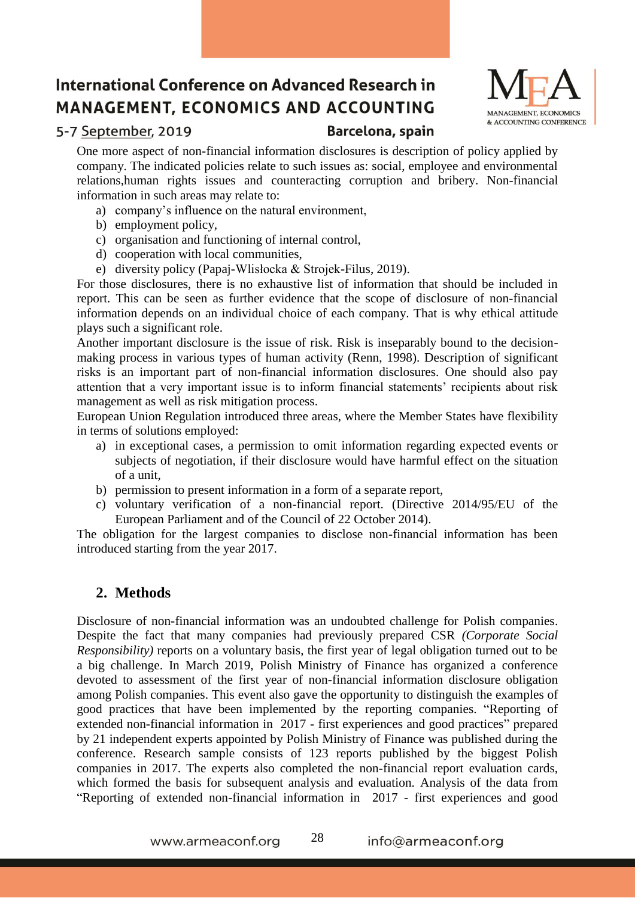One more aspect of non-financial information disclosures is description of policy applied by company. The indicated policies relate to such issues as: social, employee and environmental relations,human rights issues and counteracting corruption and bribery. Non-financial information in such areas may relate to:

a) company's influence on the natural environment,
b) employment policy,
c) organisation and functioning of internal control,
d) cooperation with local communities,
e) diversity policy (Papaj-Wlisłocka & Strojek-Filus, 2019).

For those disclosures, there is no exhaustive list of information that should be included in report. This can be seen as further evidence that the scope of disclosure of non-financial information depends on an individual choice of each company. That is why ethical attitude plays such a significant role.

Another important disclosure is the issue of risk. Risk is inseparably bound to the decision-making process in various types of human activity (Renn, 1998). Description of significant risks is an important part of non-financial information disclosures. One should also pay attention that a very important issue is to inform financial statements' recipients about risk management as well as risk mitigation process.

European Union Regulation introduced three areas, where the Member States have flexibility in terms of solutions employed:

a) in exceptional cases, a permission to omit information regarding expected events or subjects of negotiation, if their disclosure would have harmful effect on the situation of a unit,
b) permission to present information in a form of a separate report,
c) voluntary verification of a non-financial report. (Directive 2014/95/EU of the European Parliament and of the Council of 22 October 2014).

The obligation for the largest companies to disclose non-financial information has been introduced starting from the year 2017.

## 2. Methods

Disclosure of non-financial information was an undoubted challenge for Polish companies. Despite the fact that many companies had previously prepared CSR *(Corporate Social Responsibility)* reports on a voluntary basis, the first year of legal obligation turned out to be a big challenge. In March 2019, Polish Ministry of Finance has organized a conference devoted to assessment of the first year of non-financial information disclosure obligation among Polish companies. This event also gave the opportunity to distinguish the examples of good practices that have been implemented by the reporting companies. "Reporting of extended non-financial information in 2017 - first experiences and good practices" prepared by 21 independent experts appointed by Polish Ministry of Finance was published during the conference. Research sample consists of 123 reports published by the biggest Polish companies in 2017. The experts also completed the non-financial report evaluation cards, which formed the basis for subsequent analysis and evaluation. Analysis of the data from "Reporting of extended non-financial information in 2017 - first experiences and good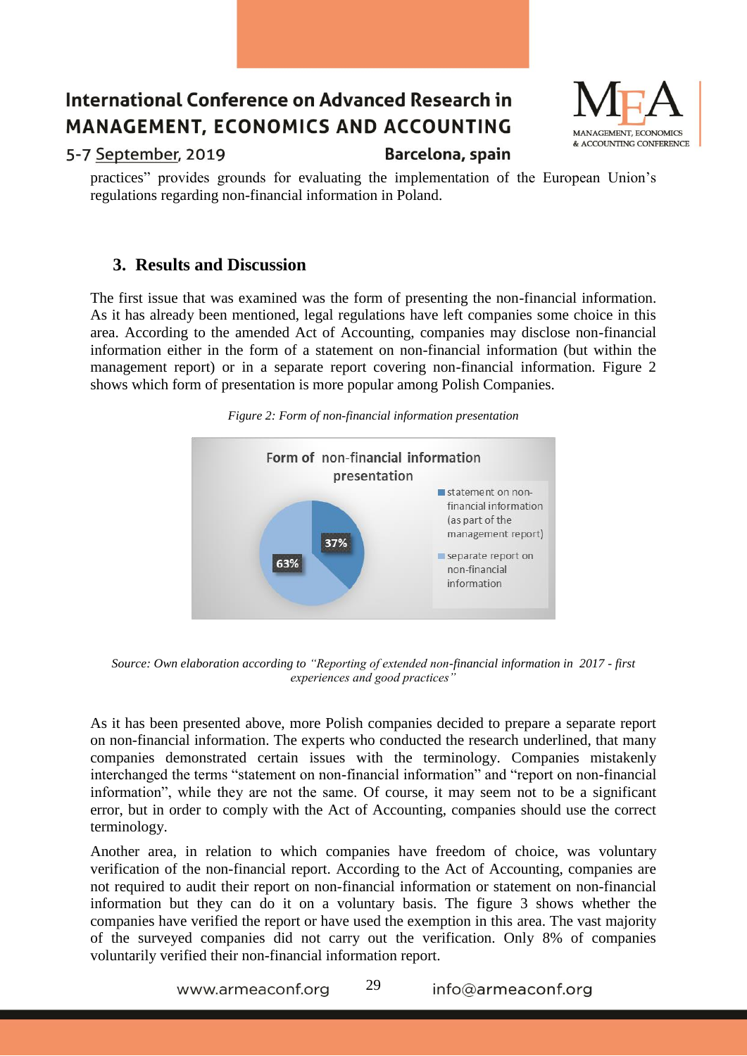practices" provides grounds for evaluating the implementation of the European Union's regulations regarding non-financial information in Poland.

## 3. Results and Discussion

The first issue that was examined was the form of presenting the non-financial information. As it has already been mentioned, legal regulations have left companies some choice in this area. According to the amended Act of Accounting, companies may disclose non-financial information either in the form of a statement on non-financial information (but within the management report) or in a separate report covering non-financial information. Figure 2 shows which form of presentation is more popular among Polish Companies.

*Figure 2: Form of non-financial information presentation*

*Source: Own elaboration according to "Reporting of extended non-financial information in 2017 - first experiences and good practices"*

As it has been presented above, more Polish companies decided to prepare a separate report on non-financial information. The experts who conducted the research underlined, that many companies demonstrated certain issues with the terminology. Companies mistakenly interchanged the terms "statement on non-financial information" and "report on non-financial information", while they are not the same. Of course, it may seem not to be a significant error, but in order to comply with the Act of Accounting, companies should use the correct terminology.

Another area, in relation to which companies have freedom of choice, was voluntary verification of the non-financial report. According to the Act of Accounting, companies are not required to audit their report on non-financial information or statement on non-financial information but they can do it on a voluntary basis. The figure 3 shows whether the companies have verified the report or have used the exemption in this area. The vast majority of the surveyed companies did not carry out the verification. Only 8% of companies voluntarily verified their non-financial information report.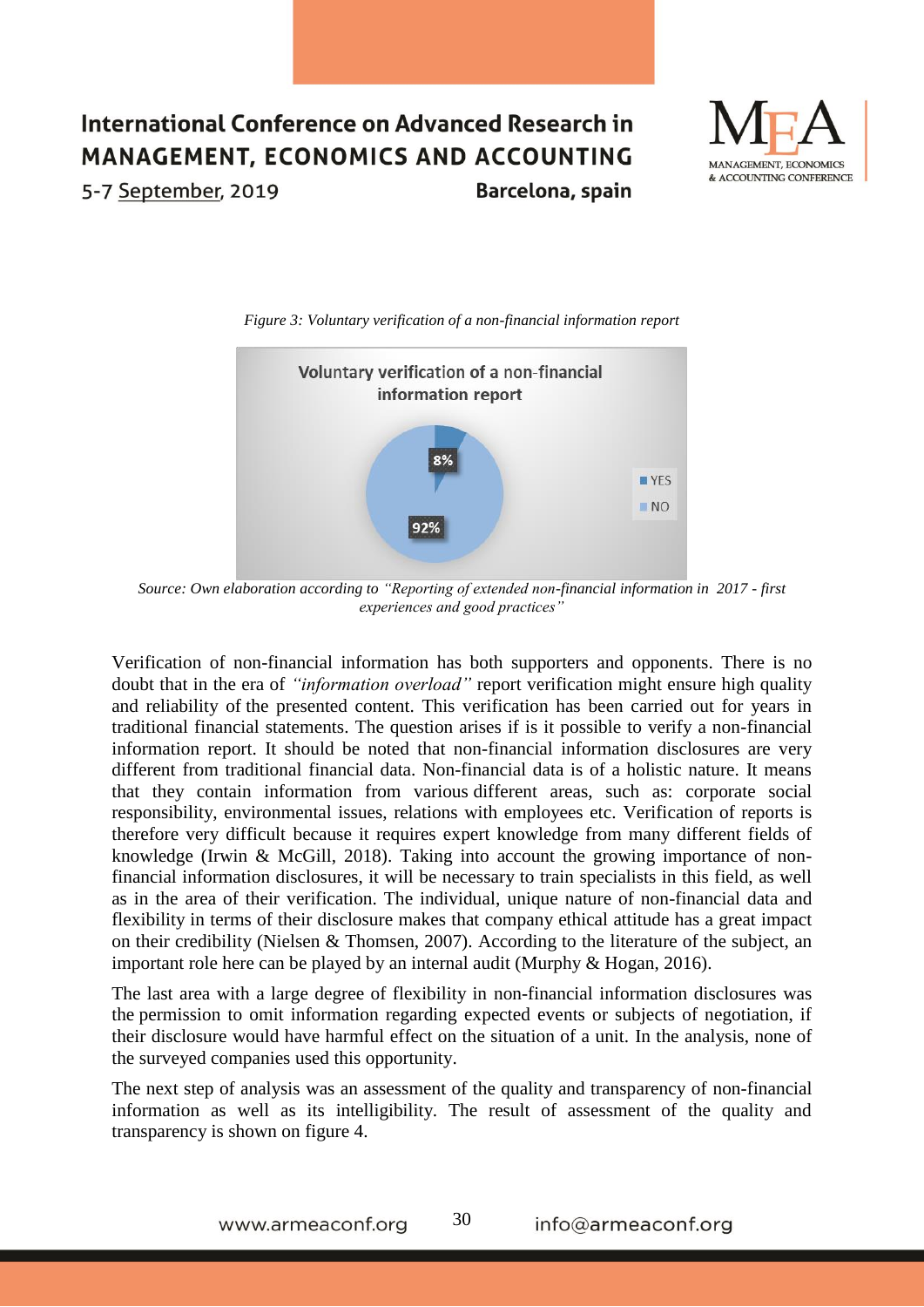*Figure 3: Voluntary verification of a non-financial information report*

*Source: Own elaboration according to "Reporting of extended non-financial information in 2017 - first experiences and good practices"*

Verification of non-financial information has both supporters and opponents. There is no doubt that in the era of *"information overload"* report verification might ensure high quality and reliability of the presented content. This verification has been carried out for years in traditional financial statements. The question arises if is it possible to verify a non-financial information report. It should be noted that non-financial information disclosures are very different from traditional financial data. Non-financial data is of a holistic nature. It means that they contain information from various different areas, such as: corporate social responsibility, environmental issues, relations with employees etc. Verification of reports is therefore very difficult because it requires expert knowledge from many different fields of knowledge (Irwin & McGill, 2018). Taking into account the growing importance of non-financial information disclosures, it will be necessary to train specialists in this field, as well as in the area of their verification. The individual, unique nature of non-financial data and flexibility in terms of their disclosure makes that company ethical attitude has a great impact on their credibility (Nielsen & Thomsen, 2007). According to the literature of the subject, an important role here can be played by an internal audit (Murphy & Hogan, 2016).

The last area with a large degree of flexibility in non-financial information disclosures was the permission to omit information regarding expected events or subjects of negotiation, if their disclosure would have harmful effect on the situation of a unit. In the analysis, none of the surveyed companies used this opportunity.

The next step of analysis was an assessment of the quality and transparency of non-financial information as well as its intelligibility. The result of assessment of the quality and transparency is shown on figure 4.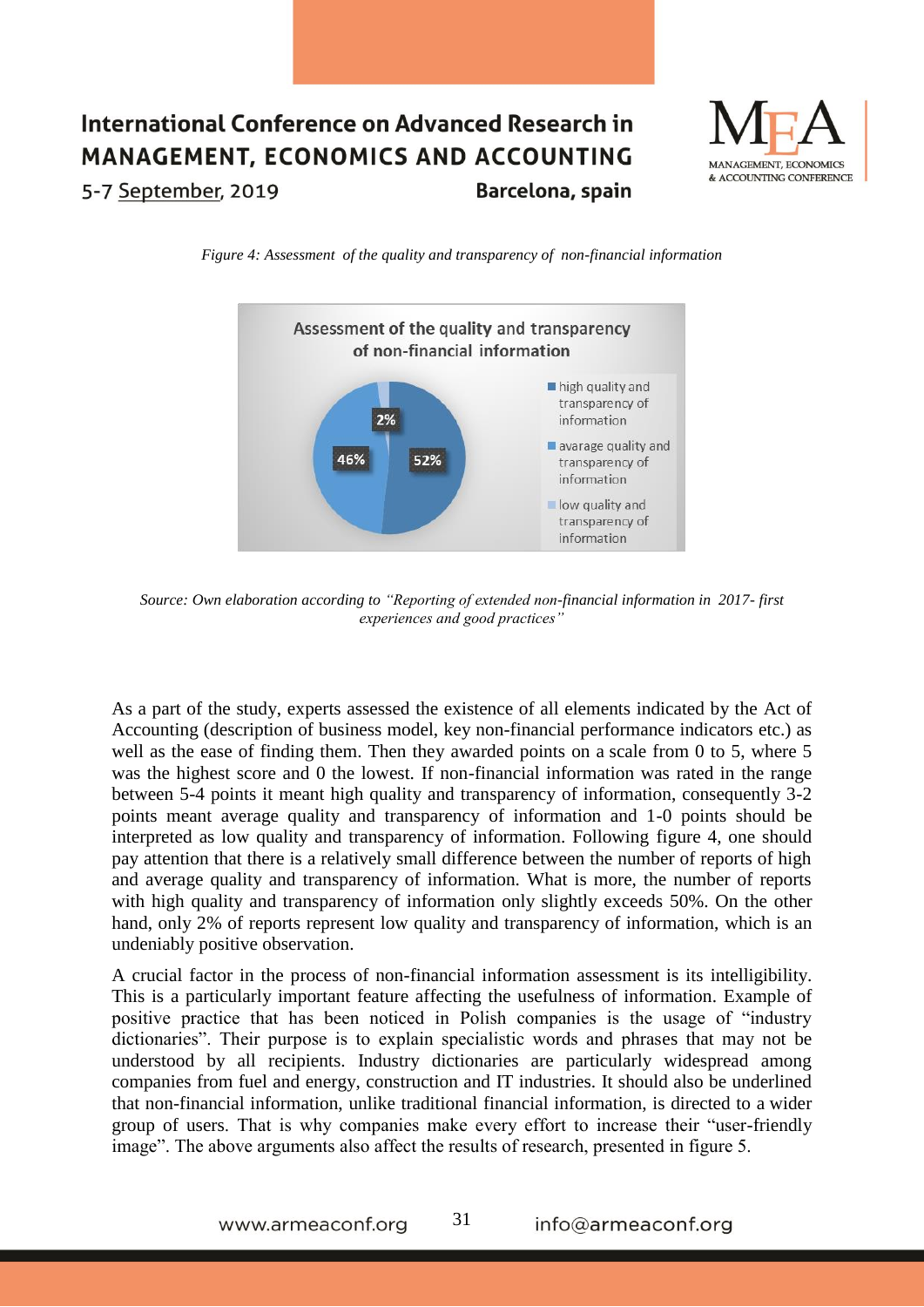*Figure 4: Assessment of the quality and transparency of non-financial information*

*Source: Own elaboration according to "Reporting of extended non-financial information in 2017- first experiences and good practices"*

As a part of the study, experts assessed the existence of all elements indicated by the Act of Accounting (description of business model, key non-financial performance indicators etc.) as well as the ease of finding them. Then they awarded points on a scale from 0 to 5, where 5 was the highest score and 0 the lowest. If non-financial information was rated in the range between 5-4 points it meant high quality and transparency of information, consequently 3-2 points meant average quality and transparency of information and 1-0 points should be interpreted as low quality and transparency of information. Following figure 4, one should pay attention that there is a relatively small difference between the number of reports of high and average quality and transparency of information. What is more, the number of reports with high quality and transparency of information only slightly exceeds 50%. On the other hand, only 2% of reports represent low quality and transparency of information, which is an undeniably positive observation.

A crucial factor in the process of non-financial information assessment is its intelligibility. This is a particularly important feature affecting the usefulness of information. Example of positive practice that has been noticed in Polish companies is the usage of "industry dictionaries". Their purpose is to explain specialistic words and phrases that may not be understood by all recipients. Industry dictionaries are particularly widespread among companies from fuel and energy, construction and IT industries. It should also be underlined that non-financial information, unlike traditional financial information, is directed to a wider group of users. That is why companies make every effort to increase their "user-friendly image". The above arguments also affect the results of research, presented in figure 5.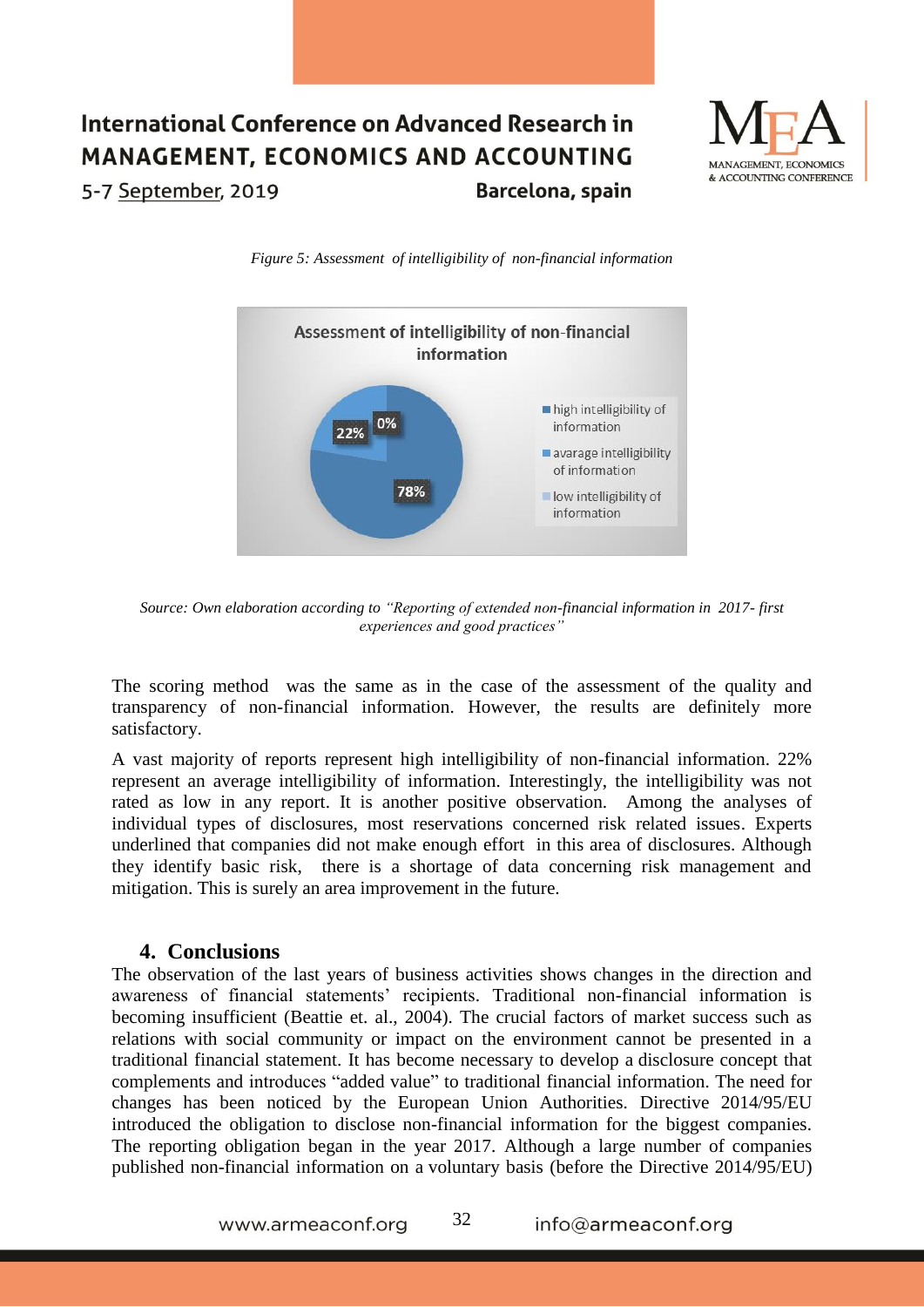*Figure 5: Assessment of intelligibility of non-financial information*

*Source: Own elaboration according to "Reporting of extended non-financial information in 2017- first experiences and good practices"*

The scoring method was the same as in the case of the assessment of the quality and transparency of non-financial information. However, the results are definitely more satisfactory.

A vast majority of reports represent high intelligibility of non-financial information. 22% represent an average intelligibility of information. Interestingly, the intelligibility was not rated as low in any report. It is another positive observation. Among the analyses of individual types of disclosures, most reservations concerned risk related issues. Experts underlined that companies did not make enough effort in this area of disclosures. Although they identify basic risk, there is a shortage of data concerning risk management and mitigation. This is surely an area improvement in the future.

## 4. Conclusions

The observation of the last years of business activities shows changes in the direction and awareness of financial statements' recipients. Traditional non-financial information is becoming insufficient (Beattie et. al., 2004). The crucial factors of market success such as relations with social community or impact on the environment cannot be presented in a traditional financial statement. It has become necessary to develop a disclosure concept that complements and introduces "added value" to traditional financial information. The need for changes has been noticed by the European Union Authorities. Directive 2014/95/EU introduced the obligation to disclose non-financial information for the biggest companies. The reporting obligation began in the year 2017. Although a large number of companies published non-financial information on a voluntary basis (before the Directive 2014/95/EU)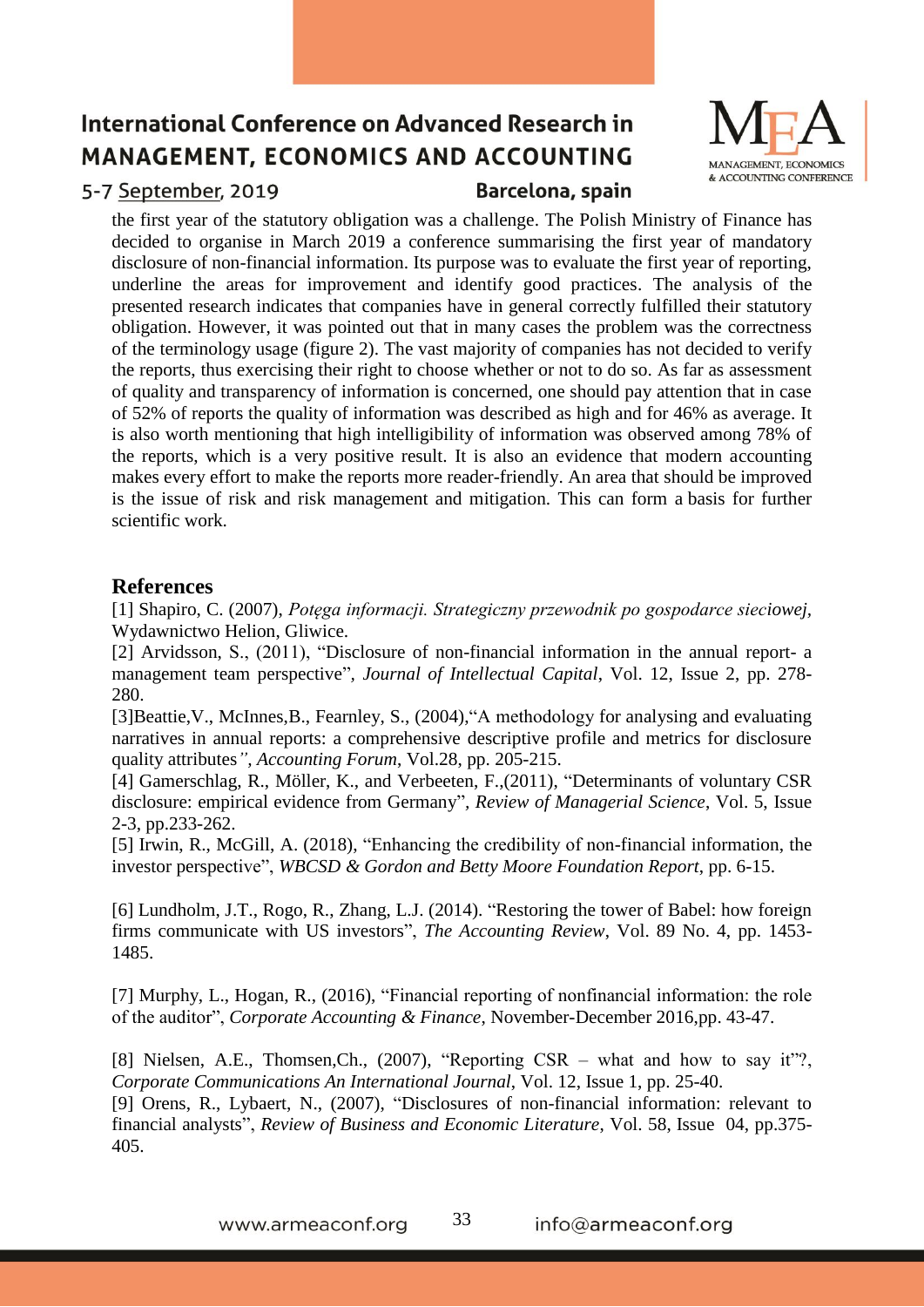the first year of the statutory obligation was a challenge. The Polish Ministry of Finance has decided to organise in March 2019 a conference summarising the first year of mandatory disclosure of non-financial information. Its purpose was to evaluate the first year of reporting, underline the areas for improvement and identify good practices. The analysis of the presented research indicates that companies have in general correctly fulfilled their statutory obligation. However, it was pointed out that in many cases the problem was the correctness of the terminology usage (figure 2). The vast majority of companies has not decided to verify the reports, thus exercising their right to choose whether or not to do so. As far as assessment of quality and transparency of information is concerned, one should pay attention that in case of 52% of reports the quality of information was described as high and for 46% as average. It is also worth mentioning that high intelligibility of information was observed among 78% of the reports, which is a very positive result. It is also an evidence that modern accounting makes every effort to make the reports more reader-friendly. An area that should be improved is the issue of risk and risk management and mitigation. This can form a basis for further scientific work.

## References

[1] Shapiro, C. (2007), *Potęga informacji. Strategiczny przewodnik po gospodarce sieciowej*, Wydawnictwo Helion, Gliwice.

[2] Arvidsson, S., (2011), "Disclosure of non-financial information in the annual report- a management team perspective", *Journal of Intellectual Capital*, Vol. 12, Issue 2, pp. 278-280.

[3]Beattie,V., McInnes,B., Fearnley, S., (2004),"A methodology for analysing and evaluating narratives in annual reports: a comprehensive descriptive profile and metrics for disclosure quality attributes*", Accounting Forum*, Vol.28, pp. 205-215.

[4] Gamerschlag, R., Möller, K., and Verbeeten, F.,(2011), "Determinants of voluntary CSR disclosure: empirical evidence from Germany", *Review of Managerial Science*, Vol. 5, Issue 2-3, pp.233-262.

[5] Irwin, R., McGill, A. (2018), "Enhancing the credibility of non-financial information, the investor perspective", *WBCSD & Gordon and Betty Moore Foundation Report*, pp. 6-15.

[6] Lundholm, J.T., Rogo, R., Zhang, L.J. (2014). "Restoring the tower of Babel: how foreign firms communicate with US investors", *The Accounting Review*, Vol. 89 No. 4, pp. 1453-1485.

[7] Murphy, L., Hogan, R., (2016), "Financial reporting of nonfinancial information: the role of the auditor", *Corporate Accounting & Finance*, November-December 2016,pp. 43-47.

[8] Nielsen, A.E., Thomsen,Ch., (2007), "Reporting CSR – what and how to say it"?, *Corporate Communications An International Journal*, Vol. 12, Issue 1, pp. 25-40.

[9] Orens, R., Lybaert, N., (2007), "Disclosures of non-financial information: relevant to financial analysts", *Review of Business and Economic Literature*, Vol. 58, Issue 04, pp.375-405.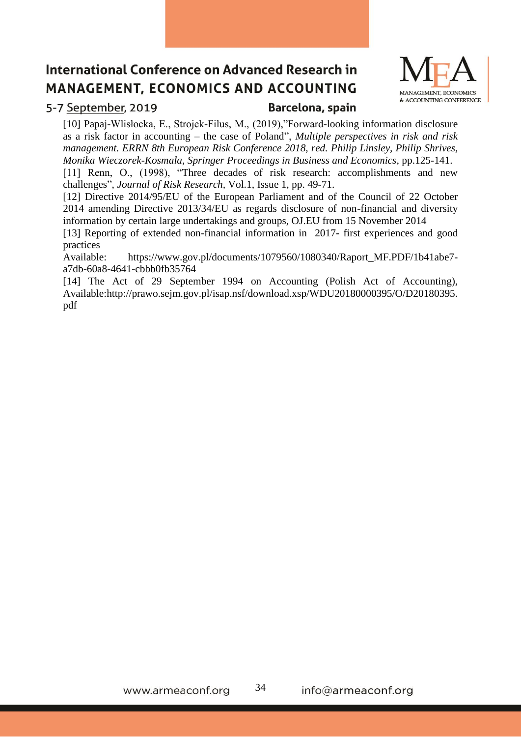[10] Papaj-Wlisłocka, E., Strojek-Filus, M., (2019),"Forward-looking information disclosure as a risk factor in accounting – the case of Poland", *Multiple perspectives in risk and risk management. ERRN 8th European Risk Conference 2018, red. Philip Linsley, Philip Shrives, Monika Wieczorek-Kosmala, Springer Proceedings in Business and Economics*, pp.125-141.

[11] Renn, O., (1998), "Three decades of risk research: accomplishments and new challenges", *Journal of Risk Research*, Vol.1, Issue 1, pp. 49-71.

[12] Directive 2014/95/EU of the European Parliament and of the Council of 22 October 2014 amending Directive 2013/34/EU as regards disclosure of non-financial and diversity information by certain large undertakings and groups, OJ.EU from 15 November 2014

[13] Reporting of extended non-financial information in 2017- first experiences and good practices
Available: https://www.gov.pl/documents/1079560/1080340/Raport_MF.PDF/1b41abe7-a7db-60a8-4641-cbbb0fb35764

[14] The Act of 29 September 1994 on Accounting (Polish Act of Accounting), Available:http://prawo.sejm.gov.pl/isap.nsf/download.xsp/WDU20180000395/O/D20180395.pdf